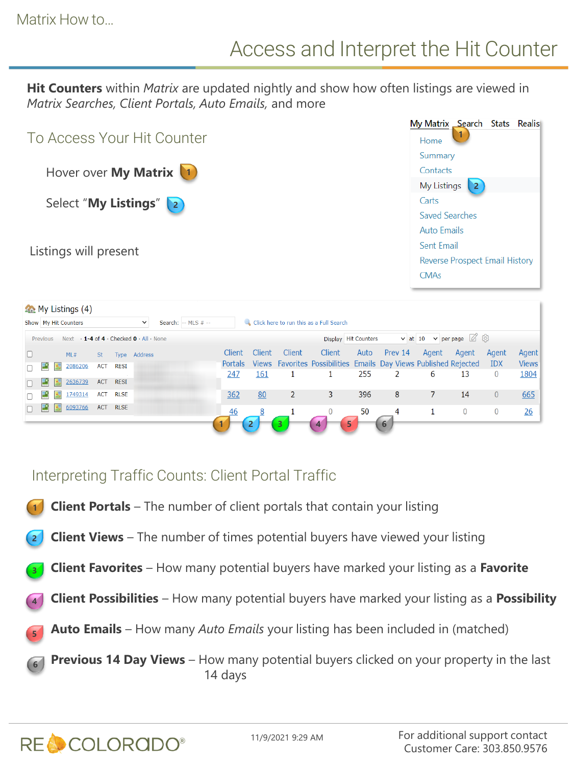Matrix How to...

# Access and Interpret the Hit Counter

**Hit Counters** within *Matrix* are updated nightly and show how often listings are viewed in *Matrix Searches, Client Portals, Auto Emails,* and more

## To Access Your Hit Counter

Hover over **My Matrix** (1)

Select "**My Listings**" (2)

My Matrix | Search | Stats | Realis

- Home
- Summary
- Contacts
- My Listings (2)
- Carts
- Saved Searches
- Auto Emails
- Sent Email
- Reverse Prospect Email History
- CMAs

Listings will present

My Listings (4)

Show: My Hit Counters | Search: -- MLS # -- | Click here to run this as a Full Search

Previous · Next · 1-4 of 4 · Checked 0 · All · None | Display: Hit Counters at 10 per page

| ML# | St | Type | Address | Client Portals (1) | Client Views (2) | Client Favorites (3) | Client Possibilities (4) | Auto Emails (5) | Prev 14 Day Views (6) | Agent Published | Agent Rejected | Agent IDX | Agent Views |
|---|---|---|---|---|---|---|---|---|---|---|---|---|---|
| 2086206 | ACT | RESI | | 247 | 161 | 1 | 1 | 255 | 2 | 6 | 13 | 0 | 1804 |
| 2636739 | ACT | RESI | | | | | | | | | | | |
| 1749314 | ACT | RLSE | | 362 | 80 | 2 | 3 | 396 | 8 | 7 | 14 | 0 | 665 |
| 6093766 | ACT | RLSE | | 46 | 8 | 1 | 0 | 50 | 4 | 1 | 0 | 0 | 26 |

## Interpreting Traffic Counts: Client Portal Traffic

1. **Client Portals** – The number of client portals that contain your listing
2. **Client Views** – The number of times potential buyers have viewed your listing
3. **Client Favorites** – How many potential buyers have marked your listing as a **Favorite**
4. **Client Possibilities** – How many potential buyers have marked your listing as a **Possibility**
5. **Auto Emails** – How many *Auto Emails* your listing has been included in (matched)
6. **Previous 14 Day Views** – How many potential buyers clicked on your property in the last 14 days

RE COLORADO®

11/9/2021 9:29 AM

For additional support contact Customer Care: 303.850.9576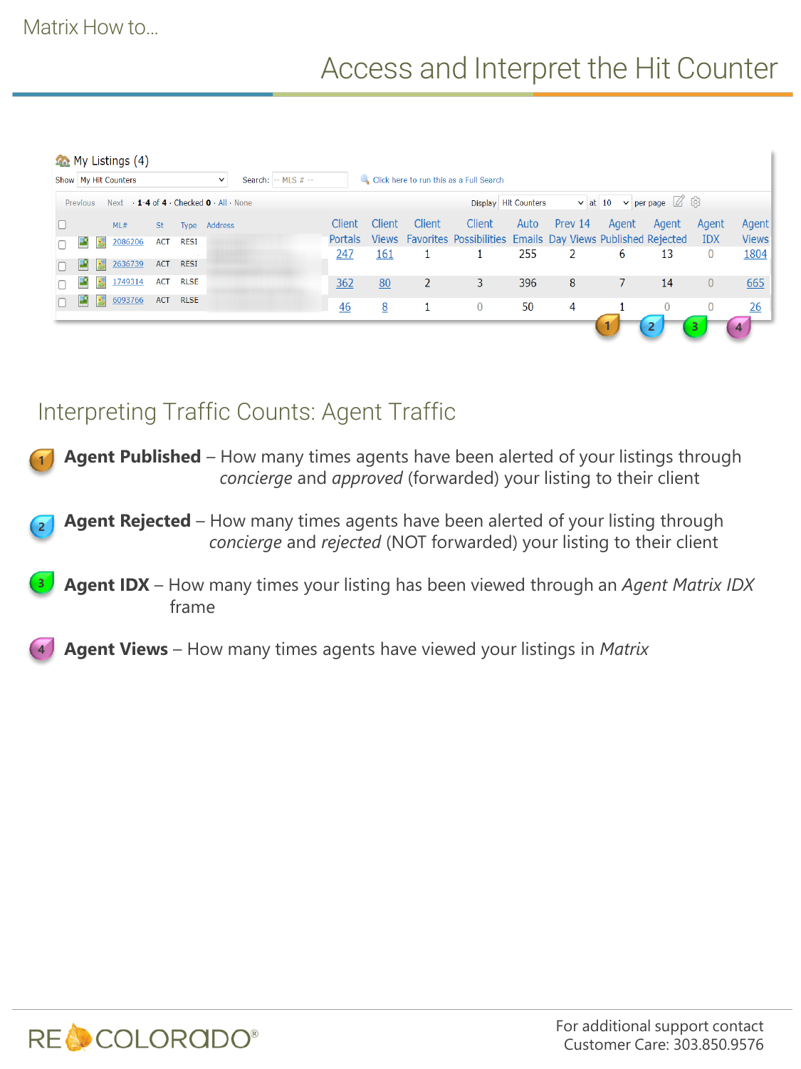# Access and Interpret the Hit Counter

My Listings (4)

Show: My Hit Counters | Search: -- MLS # -- | Click here to run this as a Full Search

Previous · Next · 1-4 of 4 · Checked 0 · All · None | Display: Hit Counters at 10 per page

| ML# | St | Type | Address | Client Portals | Client Views | Client Favorites | Client Possibilities | Auto Emails | Prev 14 Day Views | Agent Published | Agent Rejected | Agent IDX | Agent Views |
|---|---|---|---|---|---|---|---|---|---|---|---|---|---|
| 2086206 | ACT | RESI | | 247 | 161 | 1 | 1 | 255 | 2 | 6 | 13 | 0 | 1804 |
| 2636739 | ACT | RESI | | 362 | 80 | 2 | 3 | 396 | 8 | 7 | 14 | 0 | 665 |
| 1749314 | ACT | RLSE | | 46 | 8 | 1 | 0 | 50 | 4 | 1 | 0 | 0 | 26 |
| 6093766 | ACT | RLSE | | | | | | | | | | | |

## Interpreting Traffic Counts: Agent Traffic

1. **Agent Published** – How many times agents have been alerted of your listings through *concierge* and *approved* (forwarded) your listing to their client

2. **Agent Rejected** – How many times agents have been alerted of your listing through *concierge* and *rejected* (NOT forwarded) your listing to their client

3. **Agent IDX** – How many times your listing has been viewed through an *Agent Matrix IDX* frame

4. **Agent Views** – How many times agents have viewed your listings in *Matrix*

For additional support contact
Customer Care: 303.850.9576